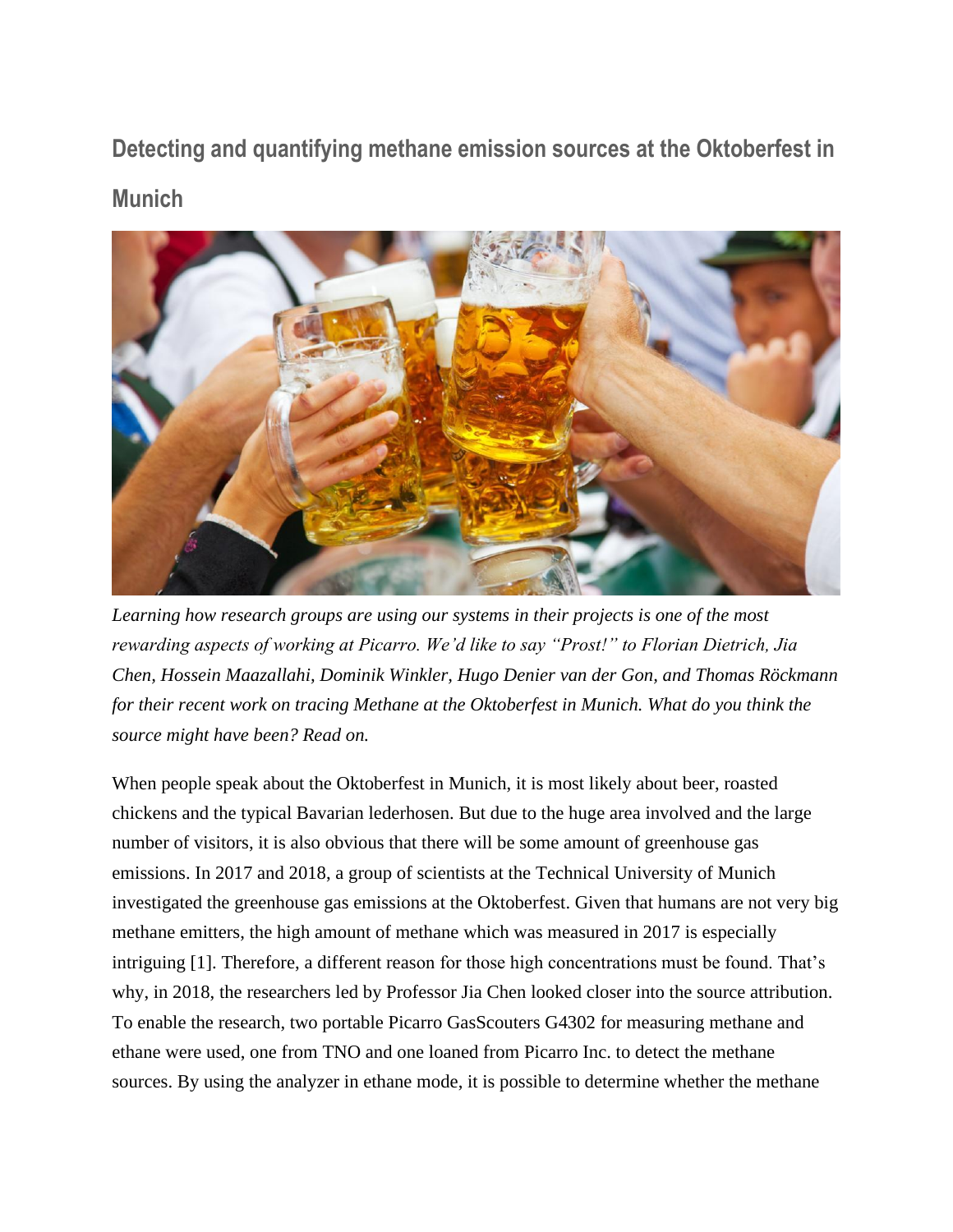# Detecting and quantifying methane emission sources at the Oktoberfest in Munich

*Learning how research groups are using our systems in their projects is one of the most rewarding aspects of working at Picarro. We'd like to say "Prost!" to Florian Dietrich, Jia Chen, Hossein Maazallahi, Dominik Winkler, Hugo Denier van der Gon, and Thomas Röckmann for their recent work on tracing Methane at the Oktoberfest in Munich. What do you think the source might have been? Read on.*

When people speak about the Oktoberfest in Munich, it is most likely about beer, roasted chickens and the typical Bavarian lederhosen. But due to the huge area involved and the large number of visitors, it is also obvious that there will be some amount of greenhouse gas emissions. In 2017 and 2018, a group of scientists at the Technical University of Munich investigated the greenhouse gas emissions at the Oktoberfest. Given that humans are not very big methane emitters, the high amount of methane which was measured in 2017 is especially intriguing [1]. Therefore, a different reason for those high concentrations must be found. That's why, in 2018, the researchers led by Professor Jia Chen looked closer into the source attribution. To enable the research, two portable Picarro GasScouters G4302 for measuring methane and ethane were used, one from TNO and one loaned from Picarro Inc. to detect the methane sources. By using the analyzer in ethane mode, it is possible to determine whether the methane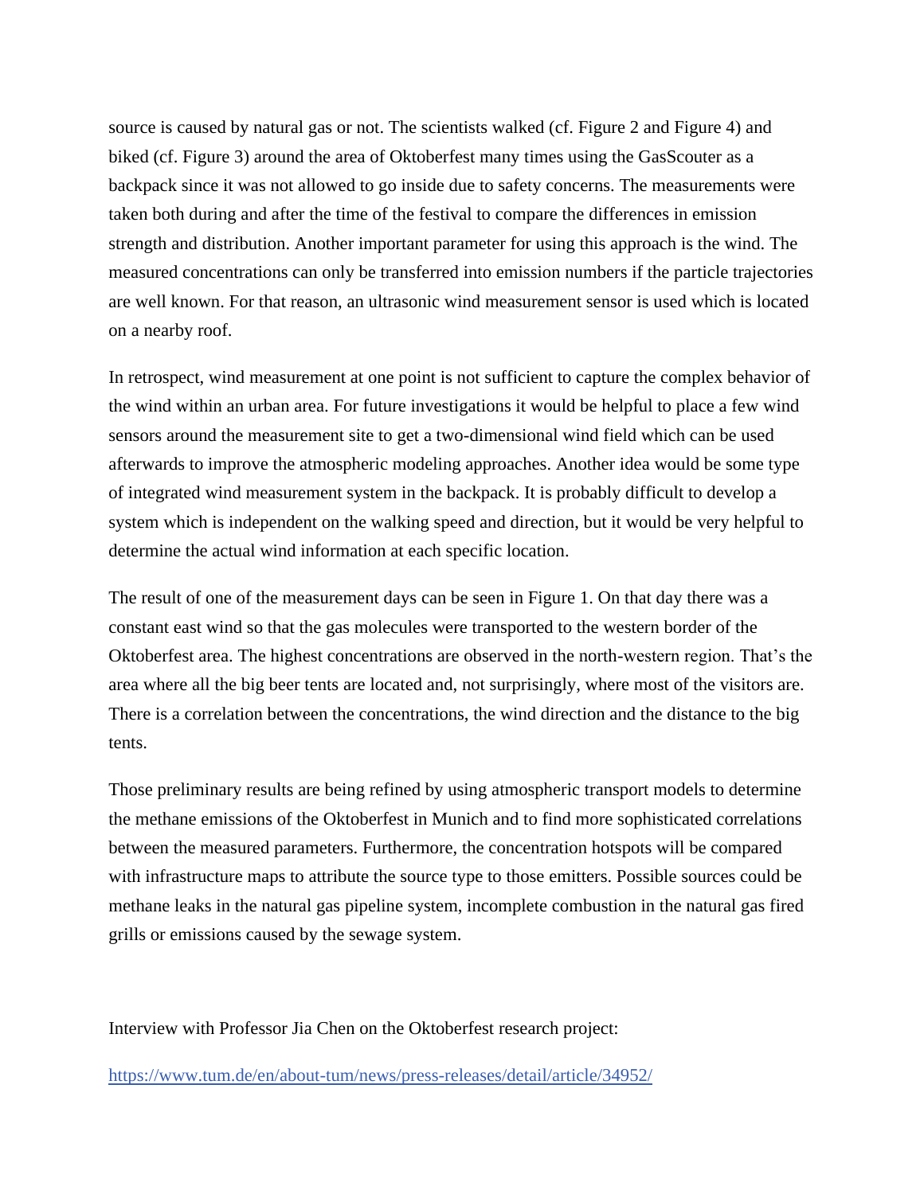source is caused by natural gas or not. The scientists walked (cf. Figure 2 and Figure 4) and biked (cf. Figure 3) around the area of Oktoberfest many times using the GasScouter as a backpack since it was not allowed to go inside due to safety concerns. The measurements were taken both during and after the time of the festival to compare the differences in emission strength and distribution. Another important parameter for using this approach is the wind. The measured concentrations can only be transferred into emission numbers if the particle trajectories are well known. For that reason, an ultrasonic wind measurement sensor is used which is located on a nearby roof.

In retrospect, wind measurement at one point is not sufficient to capture the complex behavior of the wind within an urban area. For future investigations it would be helpful to place a few wind sensors around the measurement site to get a two-dimensional wind field which can be used afterwards to improve the atmospheric modeling approaches. Another idea would be some type of integrated wind measurement system in the backpack. It is probably difficult to develop a system which is independent on the walking speed and direction, but it would be very helpful to determine the actual wind information at each specific location.

The result of one of the measurement days can be seen in Figure 1. On that day there was a constant east wind so that the gas molecules were transported to the western border of the Oktoberfest area. The highest concentrations are observed in the north-western region. That's the area where all the big beer tents are located and, not surprisingly, where most of the visitors are. There is a correlation between the concentrations, the wind direction and the distance to the big tents.

Those preliminary results are being refined by using atmospheric transport models to determine the methane emissions of the Oktoberfest in Munich and to find more sophisticated correlations between the measured parameters. Furthermore, the concentration hotspots will be compared with infrastructure maps to attribute the source type to those emitters. Possible sources could be methane leaks in the natural gas pipeline system, incomplete combustion in the natural gas fired grills or emissions caused by the sewage system.

Interview with Professor Jia Chen on the Oktoberfest research project:

[https://www.tum.de/en/about-tum/news/press-releases/detail/article/34952/](https://www.tum.de/en/about-tum/news/press-releases/detail/article/34952/)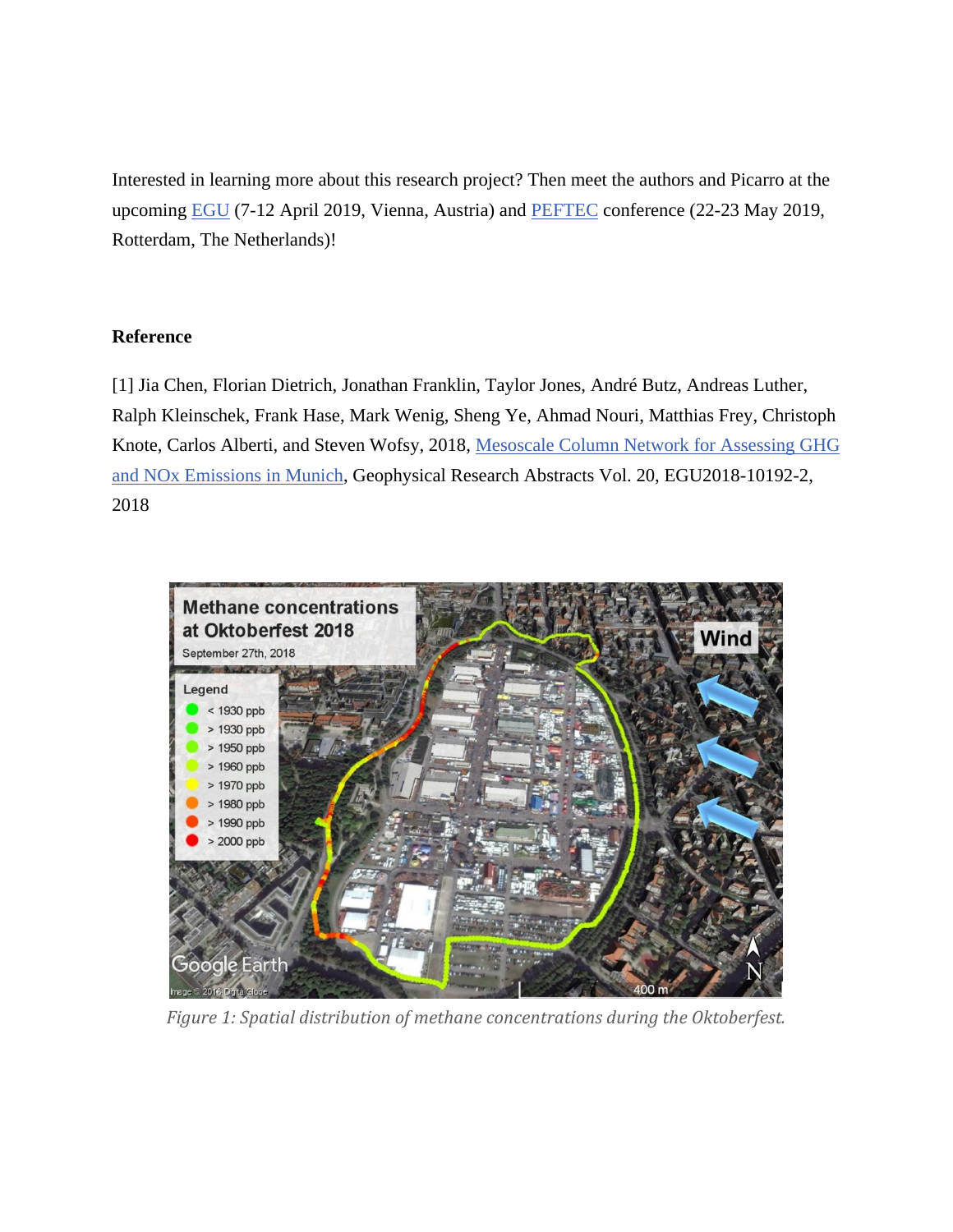Interested in learning more about this research project? Then meet the authors and Picarro at the upcoming [EGU](#) (7-12 April 2019, Vienna, Austria) and [PEFTEC](#) conference (22-23 May 2019, Rotterdam, The Netherlands)!

**Reference**

[1] Jia Chen, Florian Dietrich, Jonathan Franklin, Taylor Jones, André Butz, Andreas Luther, Ralph Kleinschek, Frank Hase, Mark Wenig, Sheng Ye, Ahmad Nouri, Matthias Frey, Christoph Knote, Carlos Alberti, and Steven Wofsy, 2018, [Mesoscale Column Network for Assessing GHG and NOx Emissions in Munich](#), Geophysical Research Abstracts Vol. 20, EGU2018-10192-2, 2018

*Figure 1: Spatial distribution of methane concentrations during the Oktoberfest.*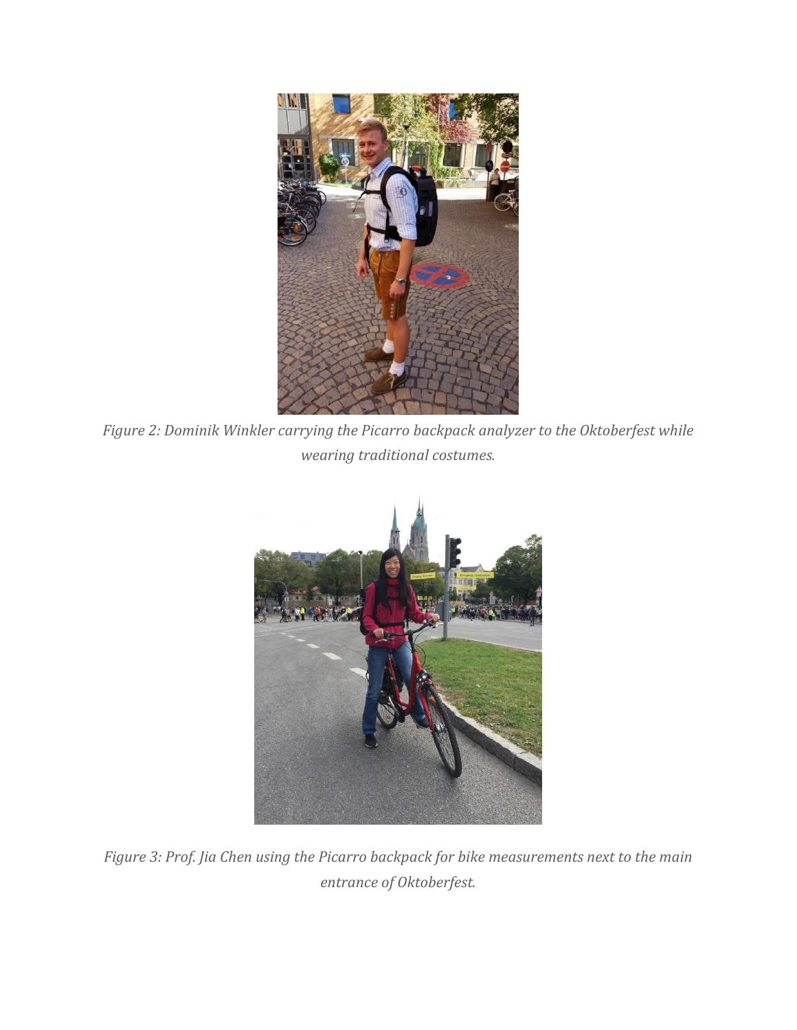*Figure 2: Dominik Winkler carrying the Picarro backpack analyzer to the Oktoberfest while wearing traditional costumes.*

*Figure 3: Prof. Jia Chen using the Picarro backpack for bike measurements next to the main entrance of Oktoberfest.*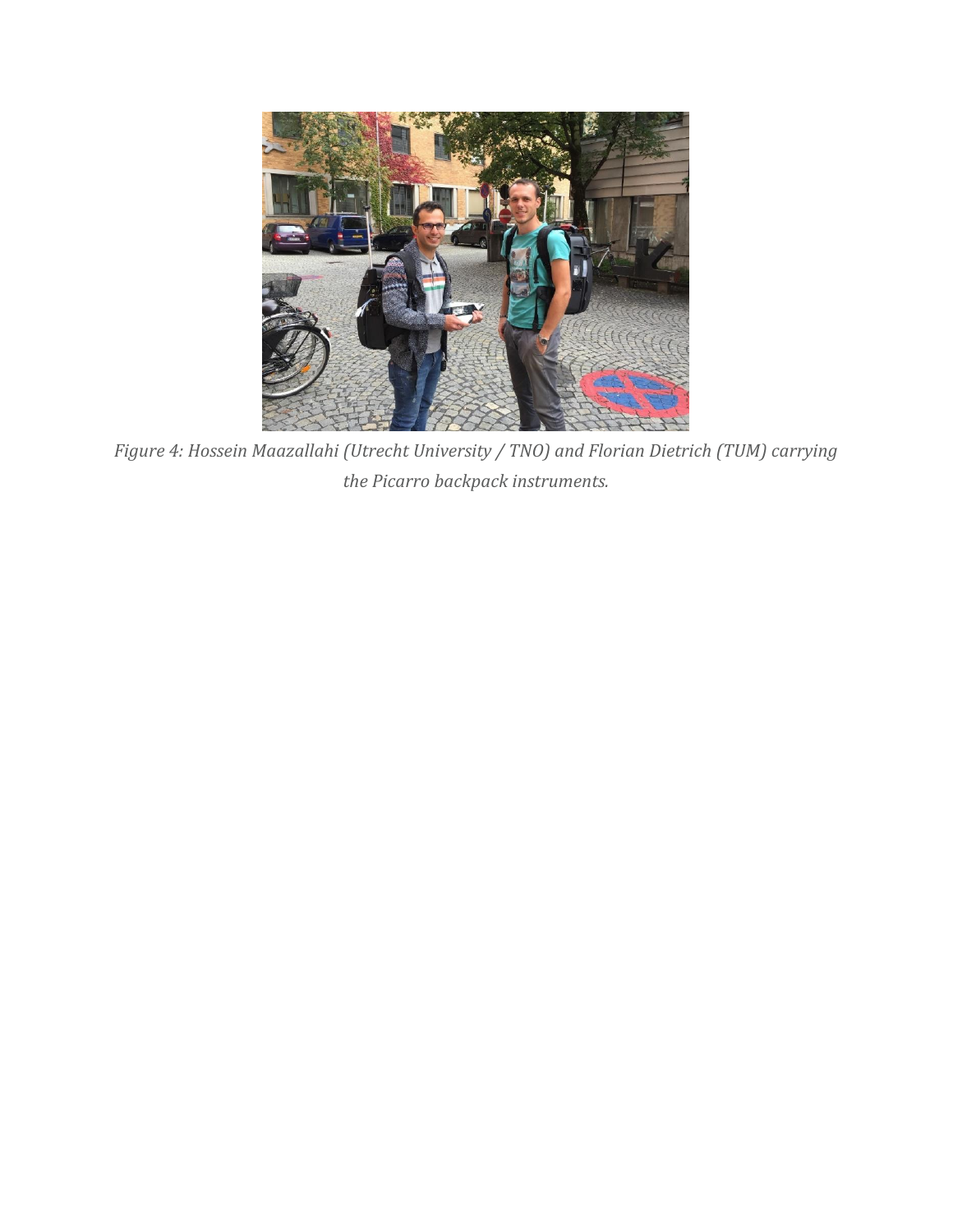*Figure 4: Hossein Maazallahi (Utrecht University / TNO) and Florian Dietrich (TUM) carrying the Picarro backpack instruments.*